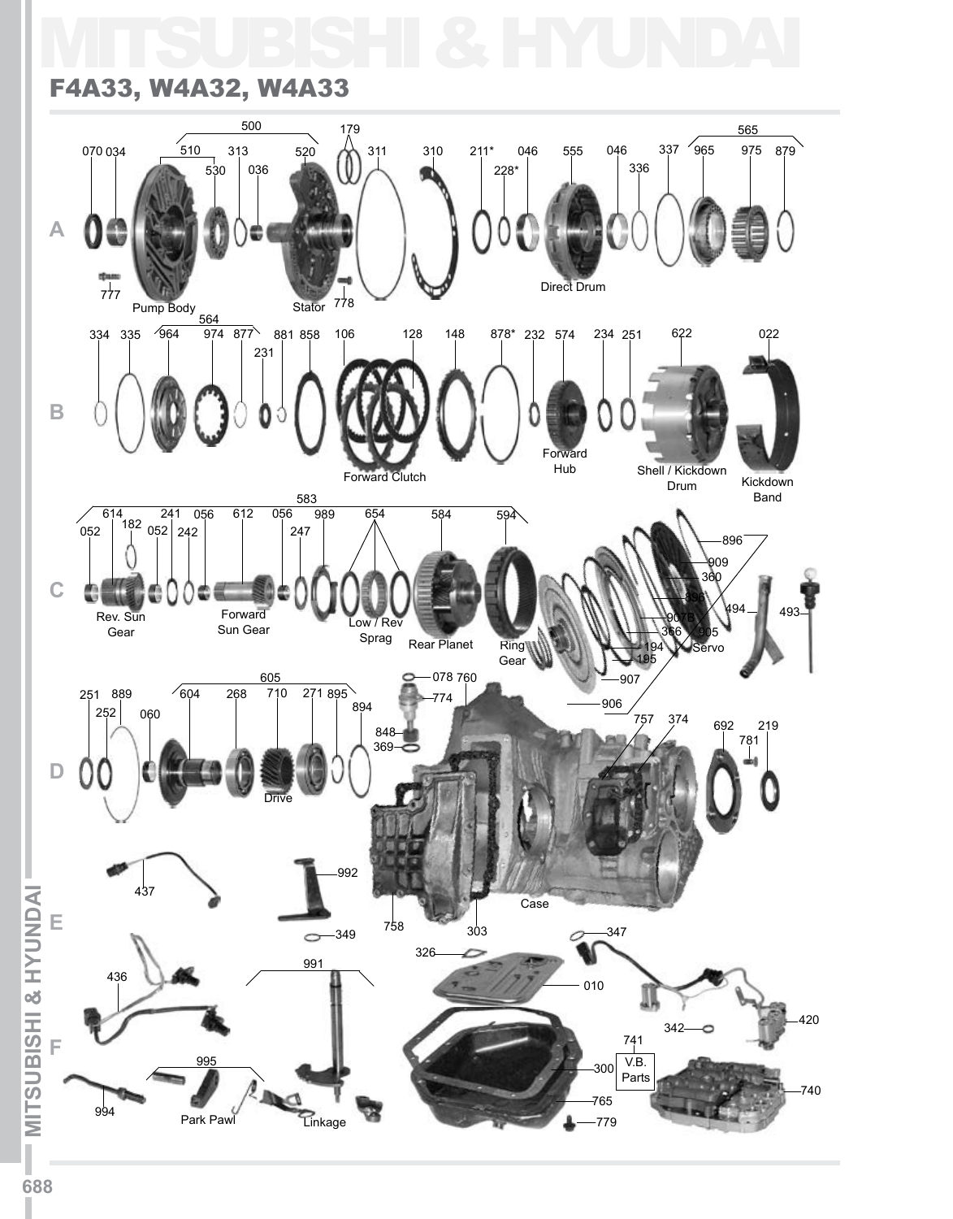# MITSUBISHI & HYUNDAI

## F4A33, W4A32, W4A33

500 070 034 510 313 520 179 311 310 211* 046 555 046 337 565 965 975 879 530 036 228* 336

A

777 Pump Body Stator 778 Direct Drum

334 335 564 964 974 877 881 858 106 128 148 878* 232 574 234 251 622 022 231

B

Forward Clutch Forward Hub Shell / Kickdown Drum Kickdown Band

583 052 614 182 241 052 242 056 612 056 247 989 654 584 594 896 909 360

C

Rev. Sun Gear Forward Sun Gear Low / Rev Sprag Rear Planet Ring Gear 896 907B 366 905 194 195 Servo 494 493 907 906

251 889 252 060 605 604 268 710 271 895 894 078 760 774 848 369 757 374 692 219 781

D

Drive

437 992 Case 758 303

E

349 347 436 991 326 010 420 342 741 V.B. Parts

F

995 300 740 994 Park Pawl Linkage 765 779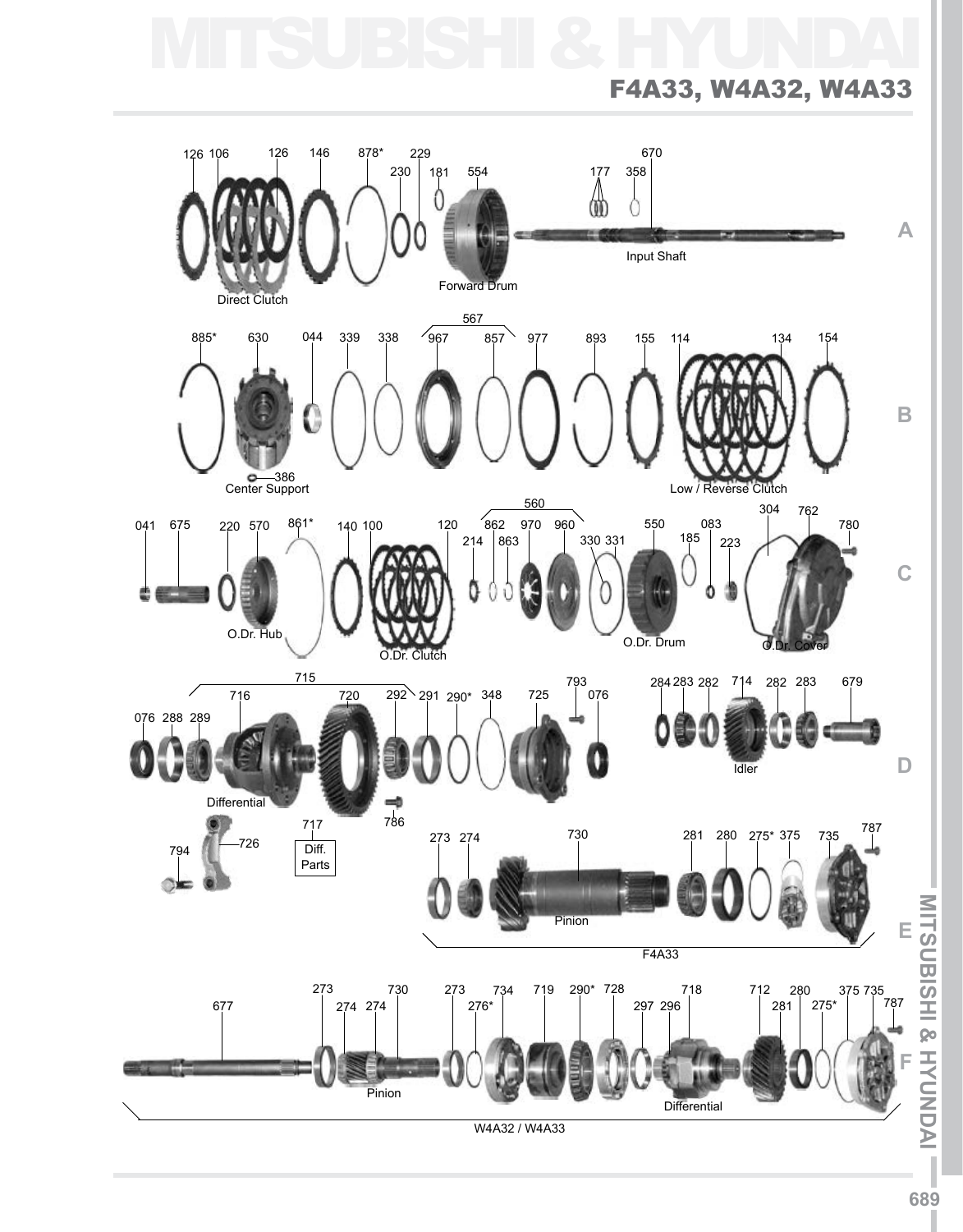# MITSUBISHI & HYUNDAI

## F4A33, W4A32, W4A33

126 106 126 146 878* 229 230 181 554 177 358 670

Direct Clutch

Forward Drum

Input Shaft

A

885* 630 044 339 338 567 967 857 977 893 155 114 134 154

Center Support

386

Low / Reverse Clutch

B

041 675 220 570 861* 140 100 120 560 214 862 863 970 960 330 331 550 185 083 223 304 762 780

O.Dr. Hub

O.Dr. Clutch

O.Dr. Drum

O.Dr. Cover

C

715 076 288 289 716 720 292 291 290* 348 725 793 076 284 283 282 714 282 283 679

Differential

Idler

D

794 726 717 Diff. Parts 786 273 274 730 281 280 275* 375 735 787

Pinion

F4A33

E

677 273 274 274 730 273 276* 734 719 290* 728 297 296 718 712 280 281 275* 375 735 787

Pinion

Differential

W4A32 / W4A33

F

MITSUBISHI & HYUNDAI